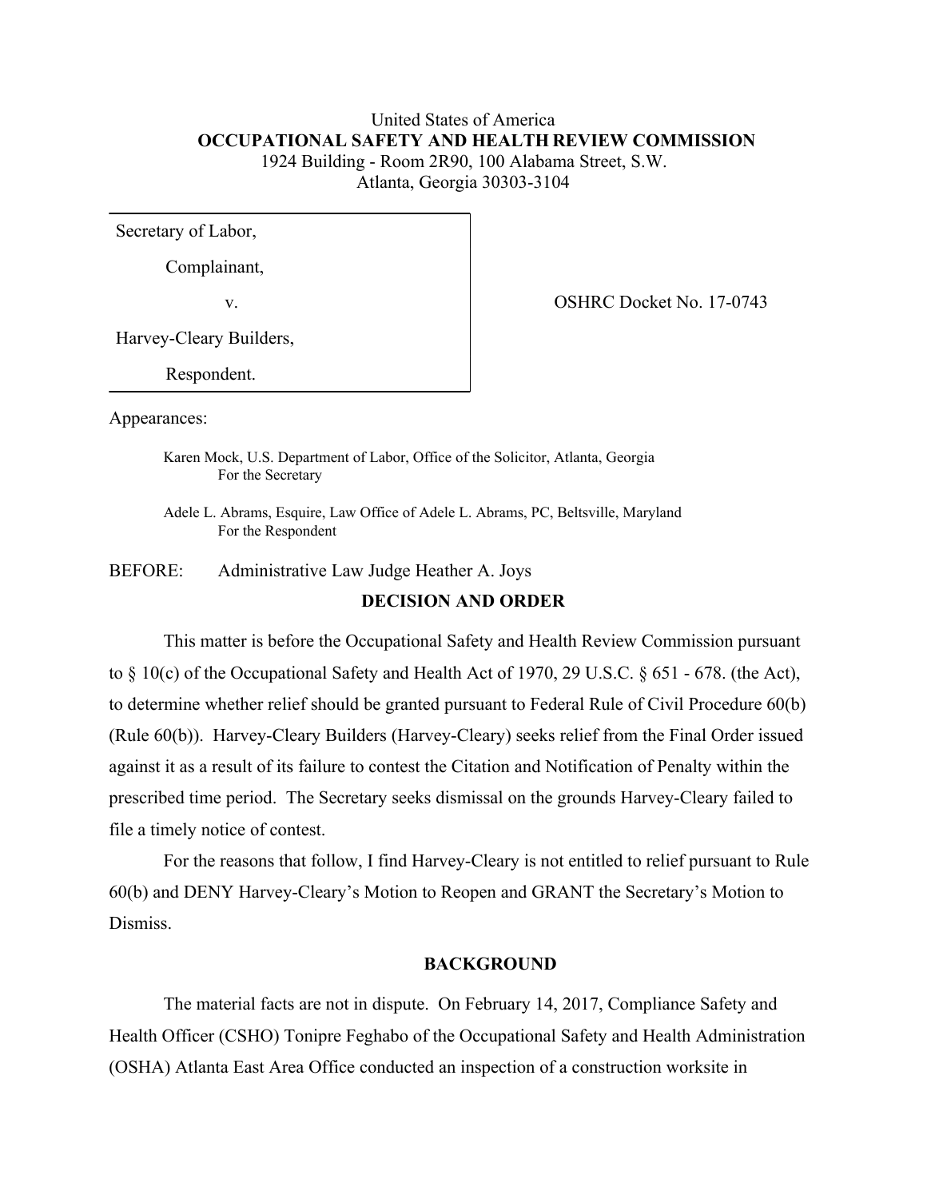United States of America
**OCCUPATIONAL SAFETY AND HEALTH REVIEW COMMISSION**
1924 Building - Room 2R90, 100 Alabama Street, S.W.
Atlanta, Georgia 30303-3104

| | |
|---|---|
| Secretary of Labor,<br><br>Complainant,<br><br>v.<br><br>Harvey-Cleary Builders,<br><br>Respondent. | OSHRC Docket No. 17-0743 |

Appearances:

Karen Mock, U.S. Department of Labor, Office of the Solicitor, Atlanta, Georgia
For the Secretary

Adele L. Abrams, Esquire, Law Office of Adele L. Abrams, PC, Beltsville, Maryland
For the Respondent

BEFORE: Administrative Law Judge Heather A. Joys

## DECISION AND ORDER

This matter is before the Occupational Safety and Health Review Commission pursuant to § 10(c) of the Occupational Safety and Health Act of 1970, 29 U.S.C. § 651 - 678. (the Act), to determine whether relief should be granted pursuant to Federal Rule of Civil Procedure 60(b) (Rule 60(b)). Harvey-Cleary Builders (Harvey-Cleary) seeks relief from the Final Order issued against it as a result of its failure to contest the Citation and Notification of Penalty within the prescribed time period. The Secretary seeks dismissal on the grounds Harvey-Cleary failed to file a timely notice of contest.

For the reasons that follow, I find Harvey-Cleary is not entitled to relief pursuant to Rule 60(b) and DENY Harvey-Cleary's Motion to Reopen and GRANT the Secretary's Motion to Dismiss.

## BACKGROUND

The material facts are not in dispute. On February 14, 2017, Compliance Safety and Health Officer (CSHO) Tonipre Feghabo of the Occupational Safety and Health Administration (OSHA) Atlanta East Area Office conducted an inspection of a construction worksite in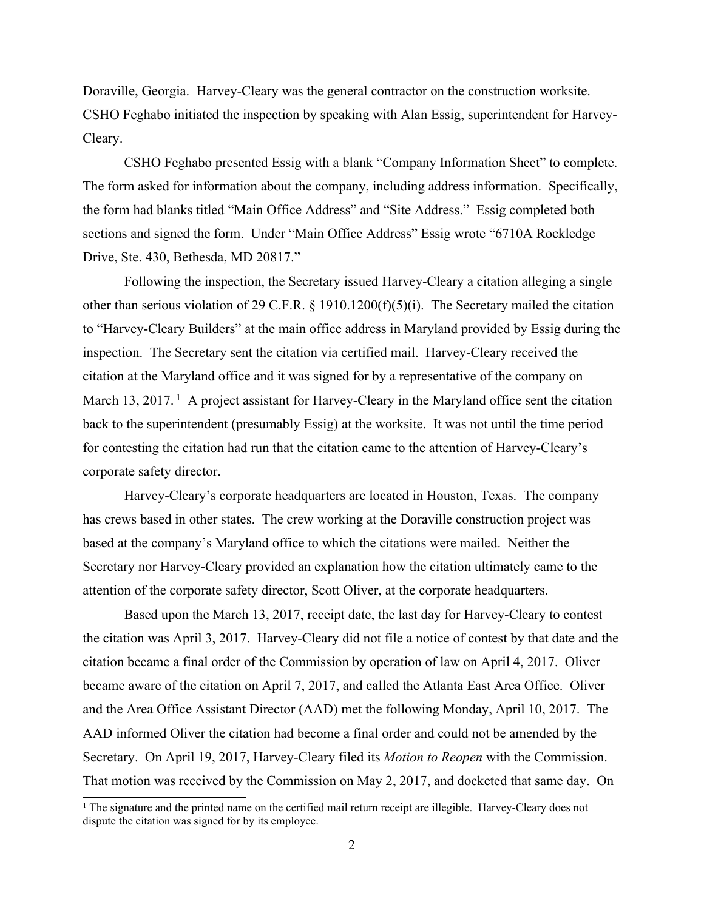Doraville, Georgia. Harvey-Cleary was the general contractor on the construction worksite. CSHO Feghabo initiated the inspection by speaking with Alan Essig, superintendent for Harvey-Cleary.

CSHO Feghabo presented Essig with a blank "Company Information Sheet" to complete. The form asked for information about the company, including address information. Specifically, the form had blanks titled "Main Office Address" and "Site Address." Essig completed both sections and signed the form. Under "Main Office Address" Essig wrote "6710A Rockledge Drive, Ste. 430, Bethesda, MD 20817."

Following the inspection, the Secretary issued Harvey-Cleary a citation alleging a single other than serious violation of 29 C.F.R. § 1910.1200(f)(5)(i). The Secretary mailed the citation to "Harvey-Cleary Builders" at the main office address in Maryland provided by Essig during the inspection. The Secretary sent the citation via certified mail. Harvey-Cleary received the citation at the Maryland office and it was signed for by a representative of the company on March 13, 2017. [1] A project assistant for Harvey-Cleary in the Maryland office sent the citation back to the superintendent (presumably Essig) at the worksite. It was not until the time period for contesting the citation had run that the citation came to the attention of Harvey-Cleary's corporate safety director.

Harvey-Cleary's corporate headquarters are located in Houston, Texas. The company has crews based in other states. The crew working at the Doraville construction project was based at the company's Maryland office to which the citations were mailed. Neither the Secretary nor Harvey-Cleary provided an explanation how the citation ultimately came to the attention of the corporate safety director, Scott Oliver, at the corporate headquarters.

Based upon the March 13, 2017, receipt date, the last day for Harvey-Cleary to contest the citation was April 3, 2017. Harvey-Cleary did not file a notice of contest by that date and the citation became a final order of the Commission by operation of law on April 4, 2017. Oliver became aware of the citation on April 7, 2017, and called the Atlanta East Area Office. Oliver and the Area Office Assistant Director (AAD) met the following Monday, April 10, 2017. The AAD informed Oliver the citation had become a final order and could not be amended by the Secretary. On April 19, 2017, Harvey-Cleary filed its *Motion to Reopen* with the Commission. That motion was received by the Commission on May 2, 2017, and docketed that same day. On

[1] The signature and the printed name on the certified mail return receipt are illegible. Harvey-Cleary does not dispute the citation was signed for by its employee.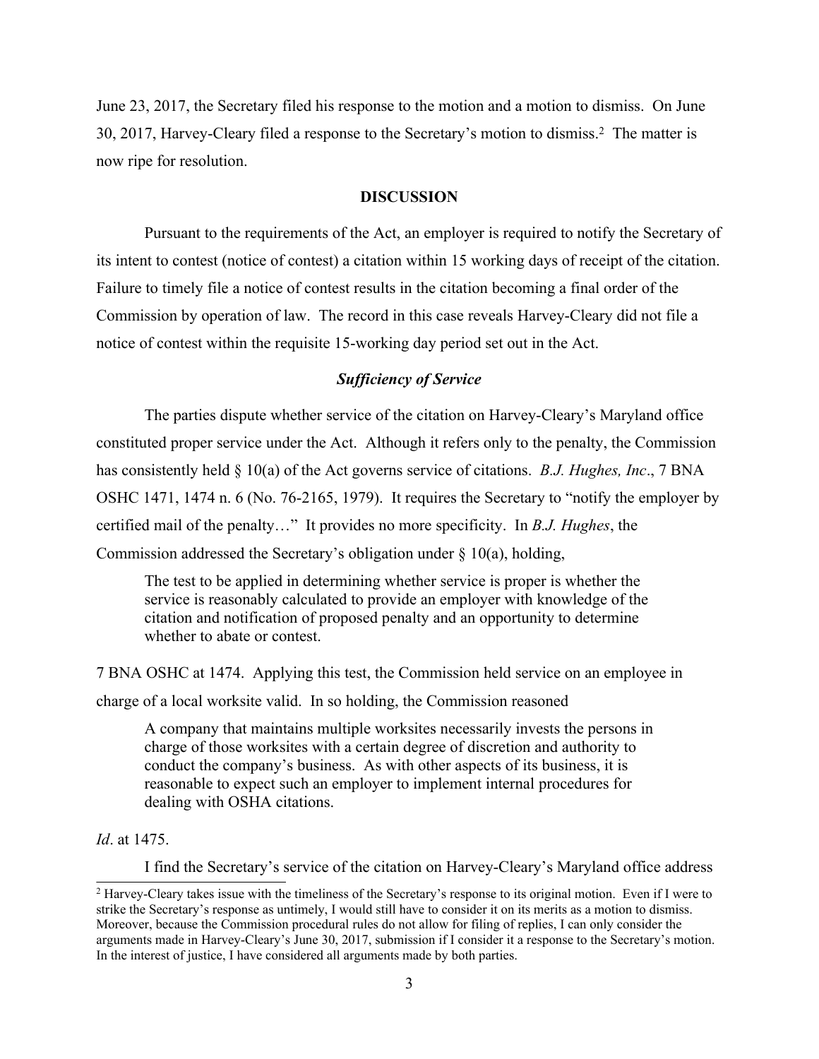June 23, 2017, the Secretary filed his response to the motion and a motion to dismiss. On June 30, 2017, Harvey-Cleary filed a response to the Secretary's motion to dismiss.[2] The matter is now ripe for resolution.

## DISCUSSION

Pursuant to the requirements of the Act, an employer is required to notify the Secretary of its intent to contest (notice of contest) a citation within 15 working days of receipt of the citation. Failure to timely file a notice of contest results in the citation becoming a final order of the Commission by operation of law. The record in this case reveals Harvey-Cleary did not file a notice of contest within the requisite 15-working day period set out in the Act.

### *Sufficiency of Service*

The parties dispute whether service of the citation on Harvey-Cleary's Maryland office constituted proper service under the Act. Although it refers only to the penalty, the Commission has consistently held § 10(a) of the Act governs service of citations. *B.J. Hughes, Inc*., 7 BNA OSHC 1471, 1474 n. 6 (No. 76-2165, 1979). It requires the Secretary to "notify the employer by certified mail of the penalty…" It provides no more specificity. In *B.J. Hughes*, the Commission addressed the Secretary's obligation under § 10(a), holding,

> The test to be applied in determining whether service is proper is whether the service is reasonably calculated to provide an employer with knowledge of the citation and notification of proposed penalty and an opportunity to determine whether to abate or contest.

7 BNA OSHC at 1474. Applying this test, the Commission held service on an employee in charge of a local worksite valid. In so holding, the Commission reasoned

> A company that maintains multiple worksites necessarily invests the persons in charge of those worksites with a certain degree of discretion and authority to conduct the company's business. As with other aspects of its business, it is reasonable to expect such an employer to implement internal procedures for dealing with OSHA citations.

*Id*. at 1475.

I find the Secretary's service of the citation on Harvey-Cleary's Maryland office address

---

[2] Harvey-Cleary takes issue with the timeliness of the Secretary's response to its original motion. Even if I were to strike the Secretary's response as untimely, I would still have to consider it on its merits as a motion to dismiss. Moreover, because the Commission procedural rules do not allow for filing of replies, I can only consider the arguments made in Harvey-Cleary's June 30, 2017, submission if I consider it a response to the Secretary's motion. In the interest of justice, I have considered all arguments made by both parties.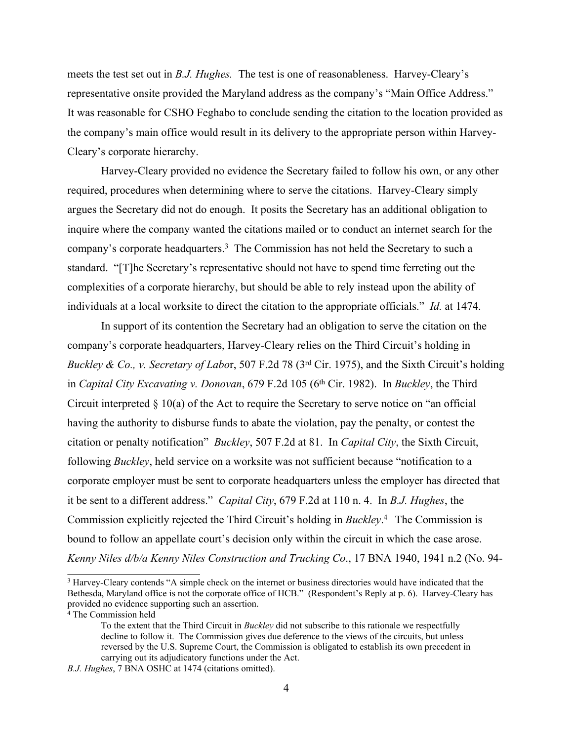meets the test set out in *B.J. Hughes.* The test is one of reasonableness. Harvey-Cleary's representative onsite provided the Maryland address as the company's "Main Office Address." It was reasonable for CSHO Feghabo to conclude sending the citation to the location provided as the company's main office would result in its delivery to the appropriate person within Harvey-Cleary's corporate hierarchy.

Harvey-Cleary provided no evidence the Secretary failed to follow his own, or any other required, procedures when determining where to serve the citations. Harvey-Cleary simply argues the Secretary did not do enough. It posits the Secretary has an additional obligation to inquire where the company wanted the citations mailed or to conduct an internet search for the company's corporate headquarters.[3] The Commission has not held the Secretary to such a standard. "[T]he Secretary's representative should not have to spend time ferreting out the complexities of a corporate hierarchy, but should be able to rely instead upon the ability of individuals at a local worksite to direct the citation to the appropriate officials." *Id.* at 1474.

In support of its contention the Secretary had an obligation to serve the citation on the company's corporate headquarters, Harvey-Cleary relies on the Third Circuit's holding in *Buckley & Co., v. Secretary of Labor*, 507 F.2d 78 (3rd Cir. 1975), and the Sixth Circuit's holding in *Capital City Excavating v. Donovan*, 679 F.2d 105 (6th Cir. 1982). In *Buckley*, the Third Circuit interpreted § 10(a) of the Act to require the Secretary to serve notice on "an official having the authority to disburse funds to abate the violation, pay the penalty, or contest the citation or penalty notification" *Buckley*, 507 F.2d at 81. In *Capital City*, the Sixth Circuit, following *Buckley*, held service on a worksite was not sufficient because "notification to a corporate employer must be sent to corporate headquarters unless the employer has directed that it be sent to a different address." *Capital City*, 679 F.2d at 110 n. 4. In *B.J. Hughes*, the Commission explicitly rejected the Third Circuit's holding in *Buckley*.[4] The Commission is bound to follow an appellate court's decision only within the circuit in which the case arose. *Kenny Niles d/b/a Kenny Niles Construction and Trucking Co*., 17 BNA 1940, 1941 n.2 (No. 94-

---

[3] Harvey-Cleary contends "A simple check on the internet or business directories would have indicated that the Bethesda, Maryland office is not the corporate office of HCB." (Respondent's Reply at p. 6). Harvey-Cleary has provided no evidence supporting such an assertion.

[4] The Commission held

> To the extent that the Third Circuit in *Buckley* did not subscribe to this rationale we respectfully decline to follow it. The Commission gives due deference to the views of the circuits, but unless reversed by the U.S. Supreme Court, the Commission is obligated to establish its own precedent in carrying out its adjudicatory functions under the Act.

*B.J. Hughes*, 7 BNA OSHC at 1474 (citations omitted).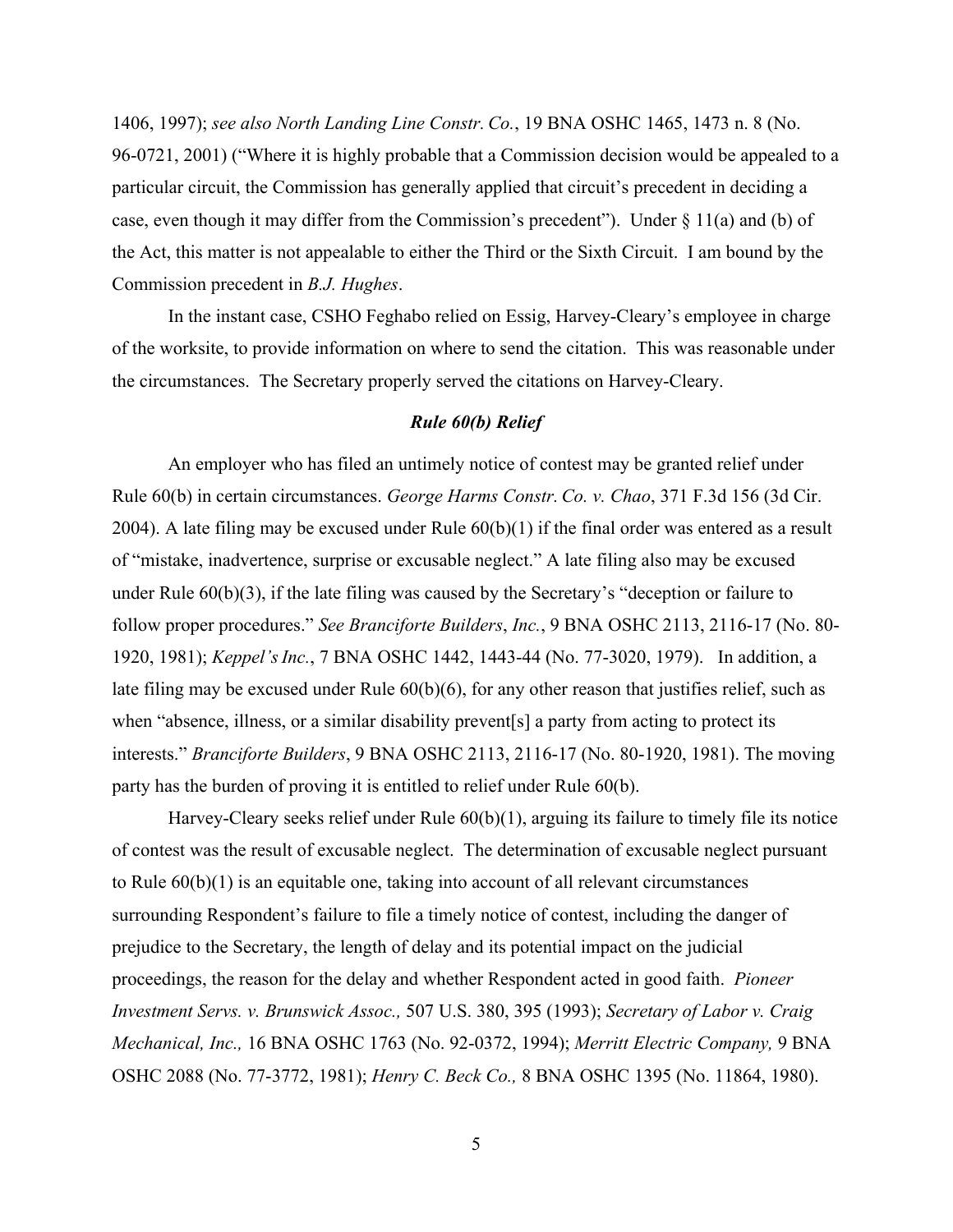1406, 1997); *see also North Landing Line Constr. Co.*, 19 BNA OSHC 1465, 1473 n. 8 (No. 96-0721, 2001) ("Where it is highly probable that a Commission decision would be appealed to a particular circuit, the Commission has generally applied that circuit's precedent in deciding a case, even though it may differ from the Commission's precedent"). Under § 11(a) and (b) of the Act, this matter is not appealable to either the Third or the Sixth Circuit. I am bound by the Commission precedent in *B.J. Hughes*.

In the instant case, CSHO Feghabo relied on Essig, Harvey-Cleary's employee in charge of the worksite, to provide information on where to send the citation. This was reasonable under the circumstances. The Secretary properly served the citations on Harvey-Cleary.

### *Rule 60(b) Relief*

An employer who has filed an untimely notice of contest may be granted relief under Rule 60(b) in certain circumstances. *George Harms Constr. Co. v. Chao*, 371 F.3d 156 (3d Cir. 2004). A late filing may be excused under Rule 60(b)(1) if the final order was entered as a result of "mistake, inadvertence, surprise or excusable neglect." A late filing also may be excused under Rule 60(b)(3), if the late filing was caused by the Secretary's "deception or failure to follow proper procedures." *See Branciforte Builders*, *Inc.*, 9 BNA OSHC 2113, 2116-17 (No. 80-1920, 1981); *Keppel's Inc.*, 7 BNA OSHC 1442, 1443-44 (No. 77-3020, 1979). In addition, a late filing may be excused under Rule 60(b)(6), for any other reason that justifies relief, such as when "absence, illness, or a similar disability prevent[s] a party from acting to protect its interests." *Branciforte Builders*, 9 BNA OSHC 2113, 2116-17 (No. 80-1920, 1981). The moving party has the burden of proving it is entitled to relief under Rule 60(b).

Harvey-Cleary seeks relief under Rule 60(b)(1), arguing its failure to timely file its notice of contest was the result of excusable neglect. The determination of excusable neglect pursuant to Rule 60(b)(1) is an equitable one, taking into account of all relevant circumstances surrounding Respondent's failure to file a timely notice of contest, including the danger of prejudice to the Secretary, the length of delay and its potential impact on the judicial proceedings, the reason for the delay and whether Respondent acted in good faith. *Pioneer Investment Servs. v. Brunswick Assoc.,* 507 U.S. 380, 395 (1993); *Secretary of Labor v. Craig Mechanical, Inc.,* 16 BNA OSHC 1763 (No. 92-0372, 1994); *Merritt Electric Company,* 9 BNA OSHC 2088 (No. 77-3772, 1981); *Henry C. Beck Co.,* 8 BNA OSHC 1395 (No. 11864, 1980).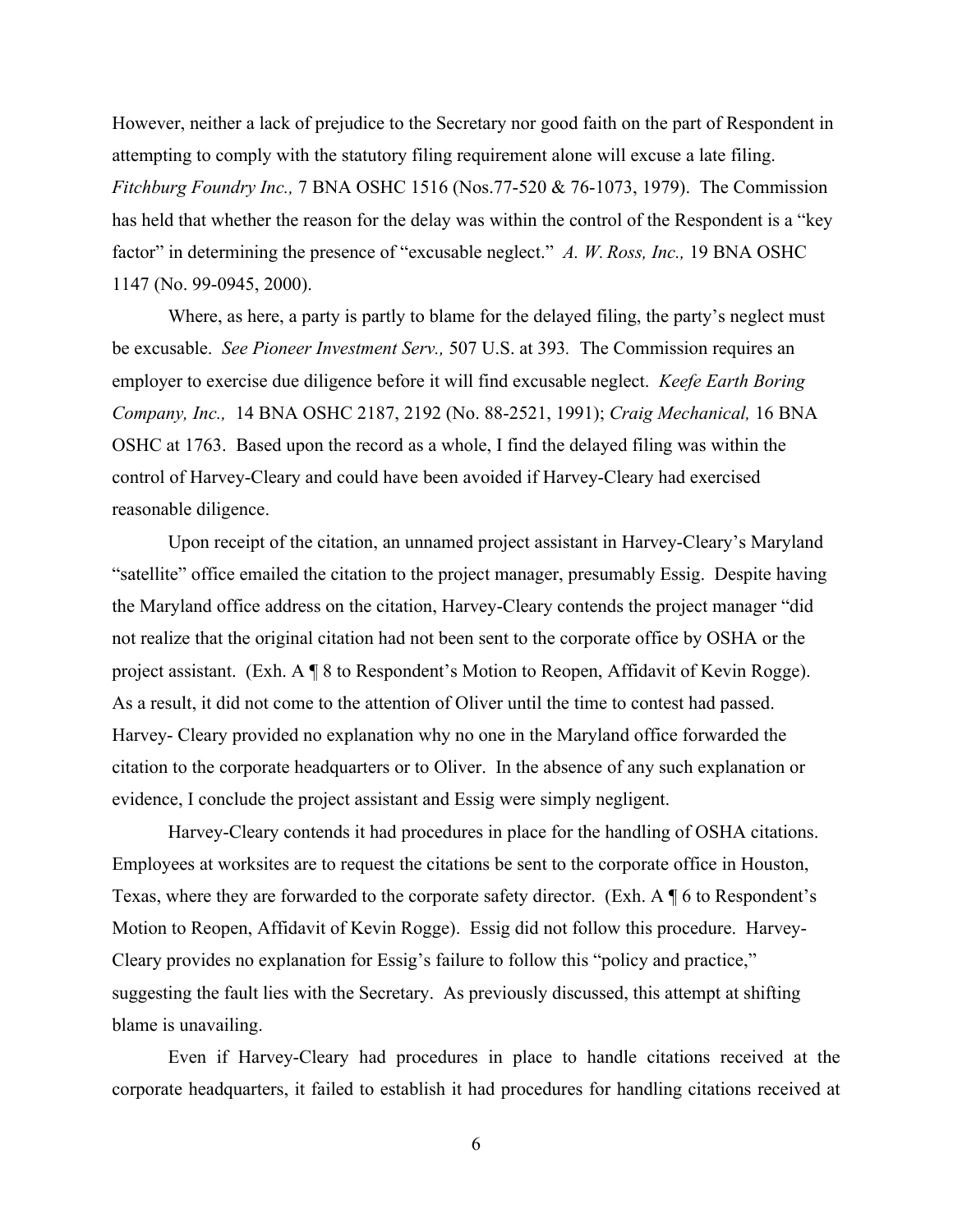However, neither a lack of prejudice to the Secretary nor good faith on the part of Respondent in attempting to comply with the statutory filing requirement alone will excuse a late filing. *Fitchburg Foundry Inc.,* 7 BNA OSHC 1516 (Nos.77-520 & 76-1073, 1979). The Commission has held that whether the reason for the delay was within the control of the Respondent is a "key factor" in determining the presence of "excusable neglect." *A. W. Ross, Inc.,* 19 BNA OSHC 1147 (No. 99-0945, 2000).

Where, as here, a party is partly to blame for the delayed filing, the party's neglect must be excusable. *See Pioneer Investment Serv.,* 507 U.S. at 393*.* The Commission requires an employer to exercise due diligence before it will find excusable neglect. *Keefe Earth Boring Company, Inc.,* 14 BNA OSHC 2187, 2192 (No. 88-2521, 1991); *Craig Mechanical,* 16 BNA OSHC at 1763. Based upon the record as a whole, I find the delayed filing was within the control of Harvey-Cleary and could have been avoided if Harvey-Cleary had exercised reasonable diligence.

Upon receipt of the citation, an unnamed project assistant in Harvey-Cleary's Maryland "satellite" office emailed the citation to the project manager, presumably Essig. Despite having the Maryland office address on the citation, Harvey-Cleary contends the project manager "did not realize that the original citation had not been sent to the corporate office by OSHA or the project assistant. (Exh. A ¶ 8 to Respondent's Motion to Reopen, Affidavit of Kevin Rogge). As a result, it did not come to the attention of Oliver until the time to contest had passed. Harvey- Cleary provided no explanation why no one in the Maryland office forwarded the citation to the corporate headquarters or to Oliver. In the absence of any such explanation or evidence, I conclude the project assistant and Essig were simply negligent.

Harvey-Cleary contends it had procedures in place for the handling of OSHA citations. Employees at worksites are to request the citations be sent to the corporate office in Houston, Texas, where they are forwarded to the corporate safety director. (Exh. A ¶ 6 to Respondent's Motion to Reopen, Affidavit of Kevin Rogge). Essig did not follow this procedure. Harvey-Cleary provides no explanation for Essig's failure to follow this "policy and practice," suggesting the fault lies with the Secretary. As previously discussed, this attempt at shifting blame is unavailing.

Even if Harvey-Cleary had procedures in place to handle citations received at the corporate headquarters, it failed to establish it had procedures for handling citations received at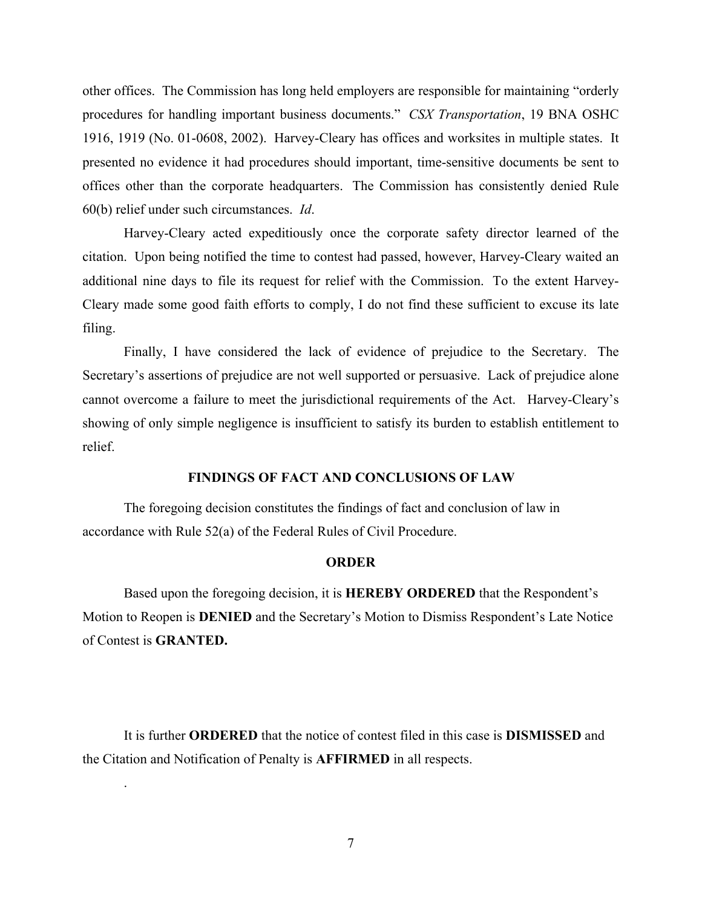other offices. The Commission has long held employers are responsible for maintaining "orderly procedures for handling important business documents." *CSX Transportation*, 19 BNA OSHC 1916, 1919 (No. 01-0608, 2002). Harvey-Cleary has offices and worksites in multiple states. It presented no evidence it had procedures should important, time-sensitive documents be sent to offices other than the corporate headquarters. The Commission has consistently denied Rule 60(b) relief under such circumstances. *Id*.

Harvey-Cleary acted expeditiously once the corporate safety director learned of the citation. Upon being notified the time to contest had passed, however, Harvey-Cleary waited an additional nine days to file its request for relief with the Commission. To the extent Harvey-Cleary made some good faith efforts to comply, I do not find these sufficient to excuse its late filing.

Finally, I have considered the lack of evidence of prejudice to the Secretary. The Secretary's assertions of prejudice are not well supported or persuasive. Lack of prejudice alone cannot overcome a failure to meet the jurisdictional requirements of the Act. Harvey-Cleary's showing of only simple negligence is insufficient to satisfy its burden to establish entitlement to relief.

## FINDINGS OF FACT AND CONCLUSIONS OF LAW

The foregoing decision constitutes the findings of fact and conclusion of law in accordance with Rule 52(a) of the Federal Rules of Civil Procedure.

## ORDER

Based upon the foregoing decision, it is **HEREBY ORDERED** that the Respondent's Motion to Reopen is **DENIED** and the Secretary's Motion to Dismiss Respondent's Late Notice of Contest is **GRANTED.**

It is further **ORDERED** that the notice of contest filed in this case is **DISMISSED** and the Citation and Notification of Penalty is **AFFIRMED** in all respects.

.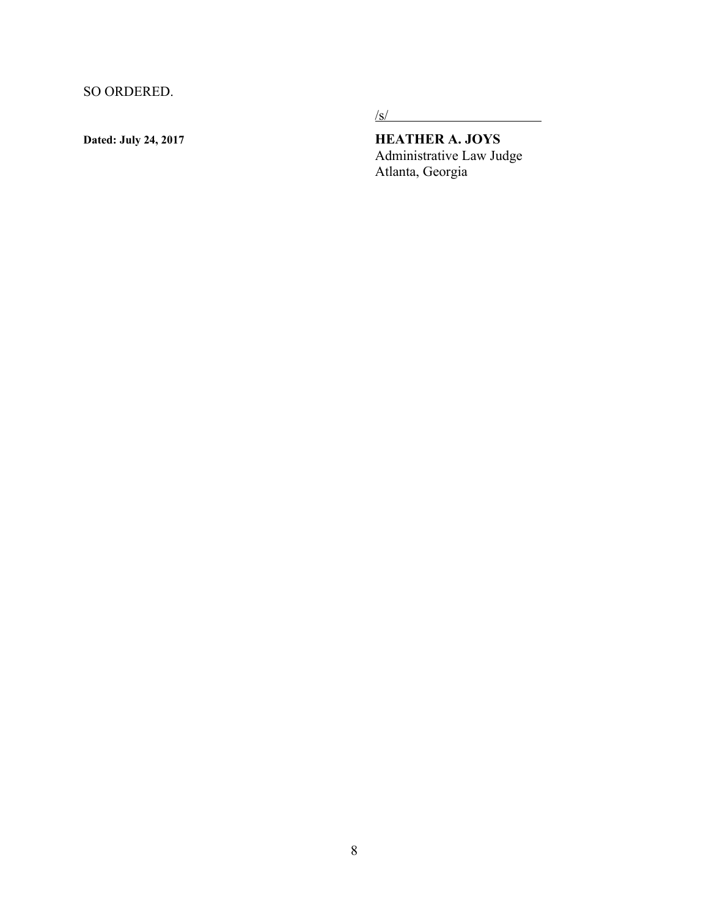SO ORDERED.

/s/

**Dated: July 24, 2017**

**HEATHER A. JOYS**
Administrative Law Judge
Atlanta, Georgia